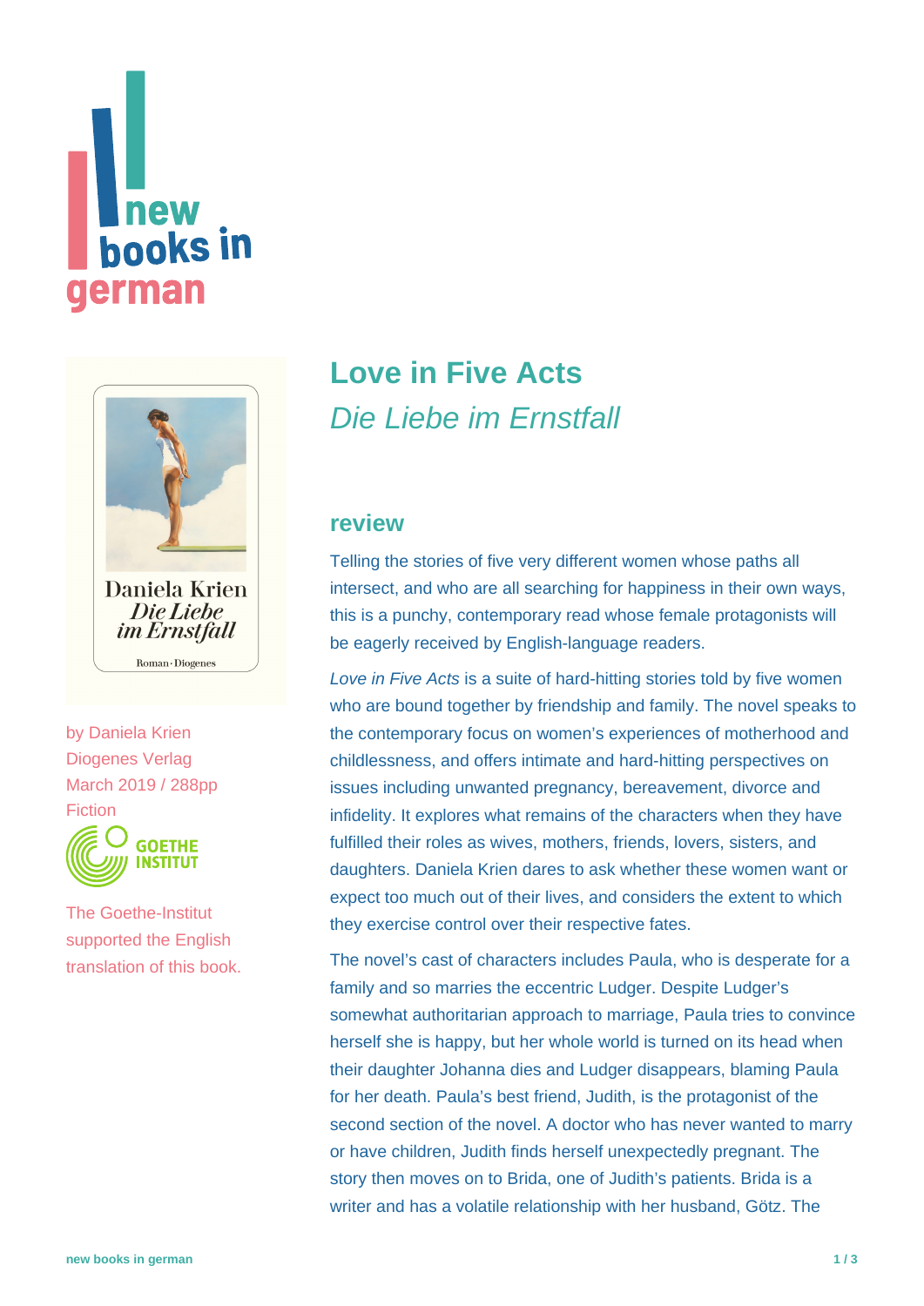# Love in Five Acts

*Die Liebe im Ernstfall*

by Daniela Krien
Diogenes Verlag
March 2019 / 288pp
Fiction

The Goethe-Institut supported the English translation of this book.

## review

Telling the stories of five very different women whose paths all intersect, and who are all searching for happiness in their own ways, this is a punchy, contemporary read whose female protagonists will be eagerly received by English-language readers.

*Love in Five Acts* is a suite of hard-hitting stories told by five women who are bound together by friendship and family. The novel speaks to the contemporary focus on women's experiences of motherhood and childlessness, and offers intimate and hard-hitting perspectives on issues including unwanted pregnancy, bereavement, divorce and infidelity. It explores what remains of the characters when they have fulfilled their roles as wives, mothers, friends, lovers, sisters, and daughters. Daniela Krien dares to ask whether these women want or expect too much out of their lives, and considers the extent to which they exercise control over their respective fates.

The novel's cast of characters includes Paula, who is desperate for a family and so marries the eccentric Ludger. Despite Ludger's somewhat authoritarian approach to marriage, Paula tries to convince herself she is happy, but her whole world is turned on its head when their daughter Johanna dies and Ludger disappears, blaming Paula for her death. Paula's best friend, Judith, is the protagonist of the second section of the novel. A doctor who has never wanted to marry or have children, Judith finds herself unexpectedly pregnant. The story then moves on to Brida, one of Judith's patients. Brida is a writer and has a volatile relationship with her husband, Götz. The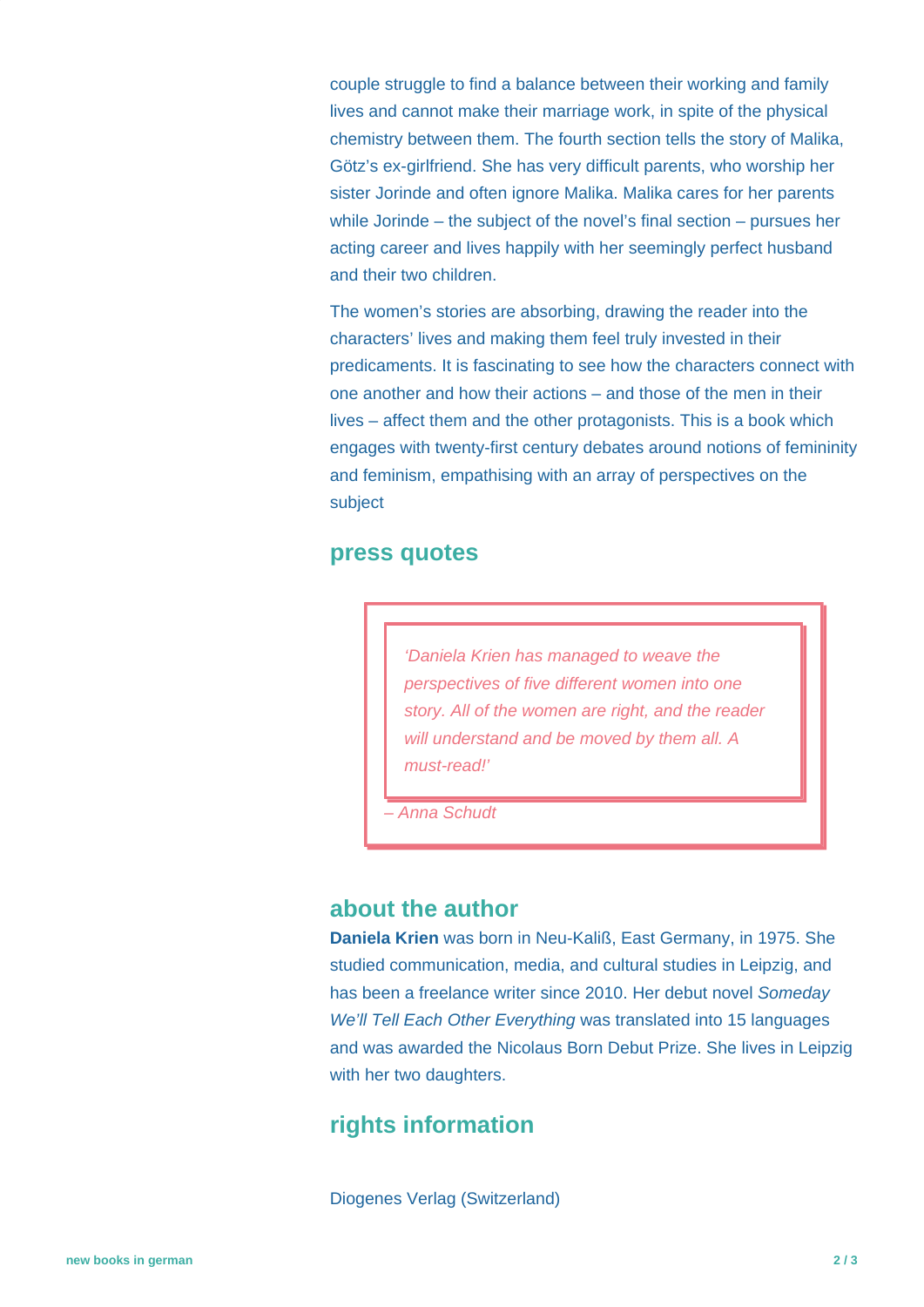couple struggle to find a balance between their working and family lives and cannot make their marriage work, in spite of the physical chemistry between them. The fourth section tells the story of Malika, Götz's ex-girlfriend. She has very difficult parents, who worship her sister Jorinde and often ignore Malika. Malika cares for her parents while Jorinde – the subject of the novel's final section – pursues her acting career and lives happily with her seemingly perfect husband and their two children.

The women's stories are absorbing, drawing the reader into the characters' lives and making them feel truly invested in their predicaments. It is fascinating to see how the characters connect with one another and how their actions – and those of the men in their lives – affect them and the other protagonists. This is a book which engages with twenty-first century debates around notions of femininity and feminism, empathising with an array of perspectives on the subject

## press quotes

> *'Daniela Krien has managed to weave the perspectives of five different women into one story. All of the women are right, and the reader will understand and be moved by them all. A must-read!'*
>
> *– Anna Schudt*

## about the author

**Daniela Krien** was born in Neu-Kaliß, East Germany, in 1975. She studied communication, media, and cultural studies in Leipzig, and has been a freelance writer since 2010. Her debut novel *Someday We'll Tell Each Other Everything* was translated into 15 languages and was awarded the Nicolaus Born Debut Prize. She lives in Leipzig with her two daughters.

## rights information

Diogenes Verlag (Switzerland)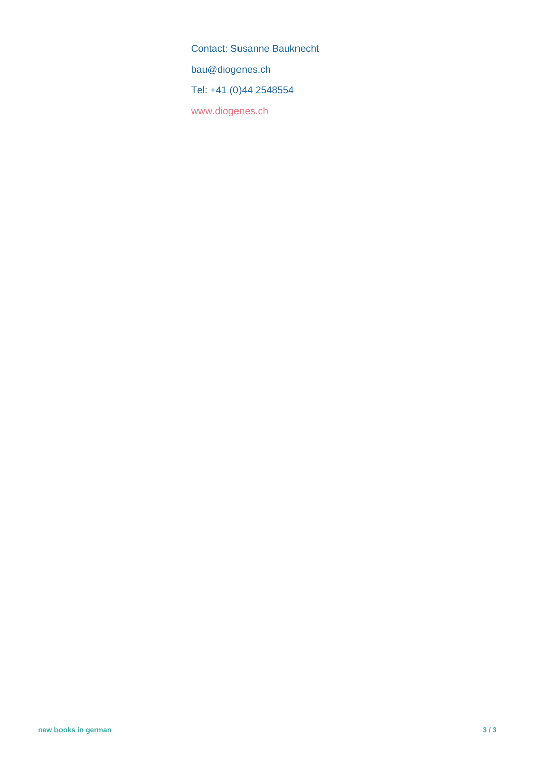Contact: Susanne Bauknecht

bau@diogenes.ch

Tel: +41 (0)44 2548554

www.diogenes.ch